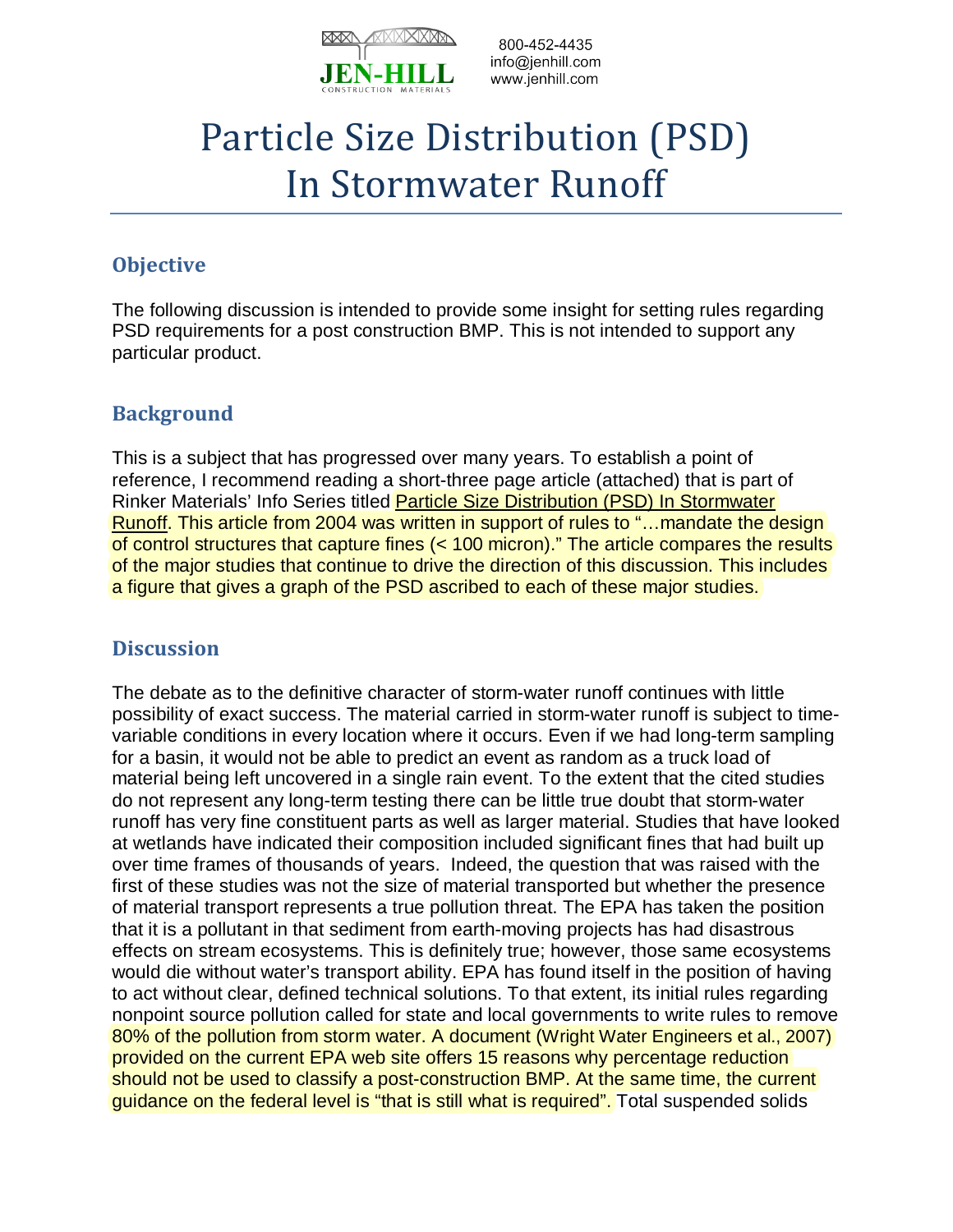800-452-4435
info@jenhill.com
www.jenhill.com

# Particle Size Distribution (PSD) In Stormwater Runoff

## Objective

The following discussion is intended to provide some insight for setting rules regarding PSD requirements for a post construction BMP. This is not intended to support any particular product.

## Background

This is a subject that has progressed over many years. To establish a point of reference, I recommend reading a short-three page article (attached) that is part of Rinker Materials' Info Series titled Particle Size Distribution (PSD) In Stormwater Runoff. This article from 2004 was written in support of rules to "…mandate the design of control structures that capture fines (< 100 micron)." The article compares the results of the major studies that continue to drive the direction of this discussion. This includes a figure that gives a graph of the PSD ascribed to each of these major studies.

## Discussion

The debate as to the definitive character of storm-water runoff continues with little possibility of exact success. The material carried in storm-water runoff is subject to time-variable conditions in every location where it occurs. Even if we had long-term sampling for a basin, it would not be able to predict an event as random as a truck load of material being left uncovered in a single rain event. To the extent that the cited studies do not represent any long-term testing there can be little true doubt that storm-water runoff has very fine constituent parts as well as larger material. Studies that have looked at wetlands have indicated their composition included significant fines that had built up over time frames of thousands of years. Indeed, the question that was raised with the first of these studies was not the size of material transported but whether the presence of material transport represents a true pollution threat. The EPA has taken the position that it is a pollutant in that sediment from earth-moving projects has had disastrous effects on stream ecosystems. This is definitely true; however, those same ecosystems would die without water's transport ability. EPA has found itself in the position of having to act without clear, defined technical solutions. To that extent, its initial rules regarding nonpoint source pollution called for state and local governments to write rules to remove 80% of the pollution from storm water. A document (Wright Water Engineers et al., 2007) provided on the current EPA web site offers 15 reasons why percentage reduction should not be used to classify a post-construction BMP. At the same time, the current guidance on the federal level is "that is still what is required". Total suspended solids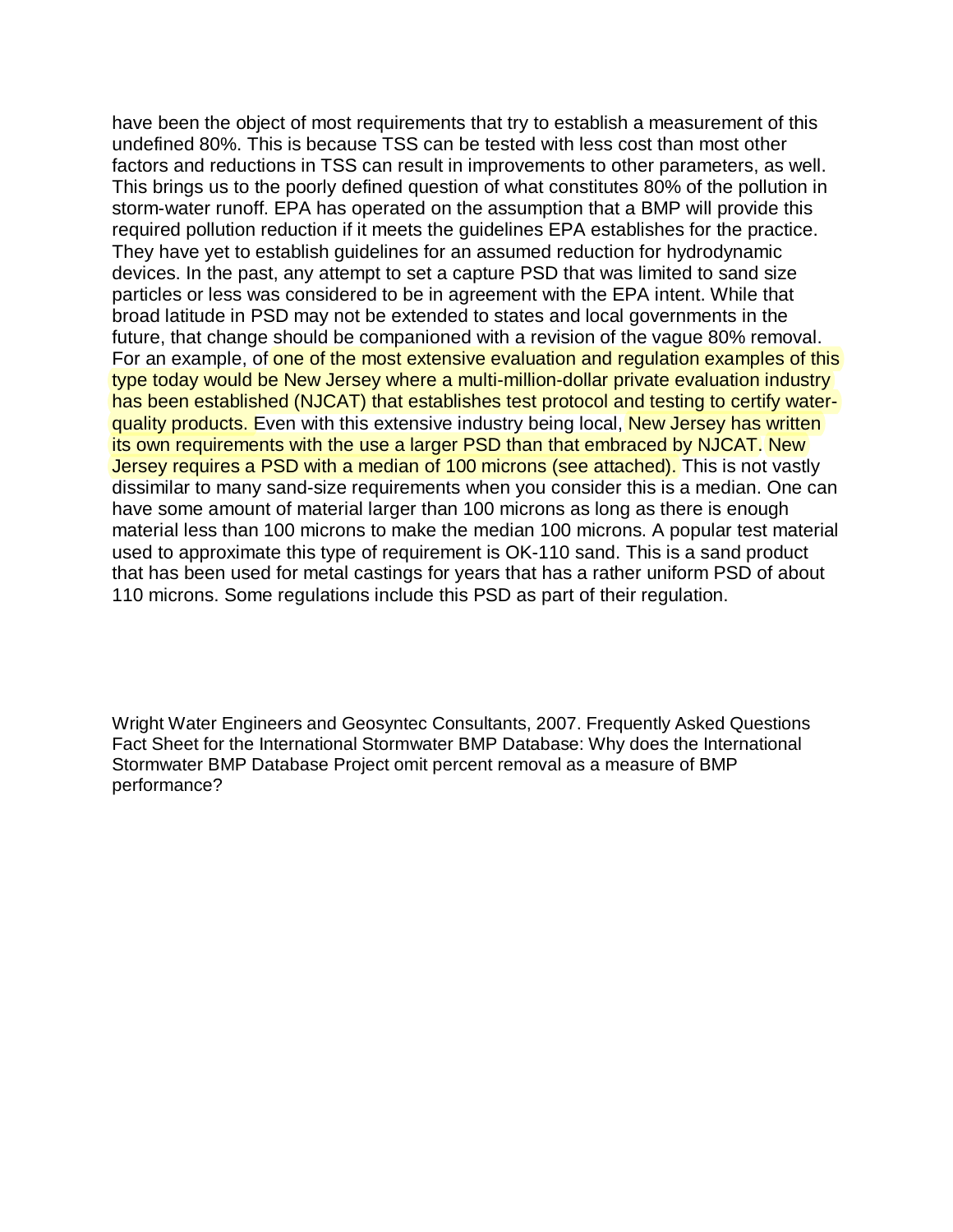have been the object of most requirements that try to establish a measurement of this undefined 80%. This is because TSS can be tested with less cost than most other factors and reductions in TSS can result in improvements to other parameters, as well. This brings us to the poorly defined question of what constitutes 80% of the pollution in storm-water runoff. EPA has operated on the assumption that a BMP will provide this required pollution reduction if it meets the guidelines EPA establishes for the practice. They have yet to establish guidelines for an assumed reduction for hydrodynamic devices. In the past, any attempt to set a capture PSD that was limited to sand size particles or less was considered to be in agreement with the EPA intent. While that broad latitude in PSD may not be extended to states and local governments in the future, that change should be companioned with a revision of the vague 80% removal. For an example, of one of the most extensive evaluation and regulation examples of this type today would be New Jersey where a multi-million-dollar private evaluation industry has been established (NJCAT) that establishes test protocol and testing to certify water-quality products. Even with this extensive industry being local, New Jersey has written its own requirements with the use a larger PSD than that embraced by NJCAT. New Jersey requires a PSD with a median of 100 microns (see attached). This is not vastly dissimilar to many sand-size requirements when you consider this is a median. One can have some amount of material larger than 100 microns as long as there is enough material less than 100 microns to make the median 100 microns. A popular test material used to approximate this type of requirement is OK-110 sand. This is a sand product that has been used for metal castings for years that has a rather uniform PSD of about 110 microns. Some regulations include this PSD as part of their regulation.

Wright Water Engineers and Geosyntec Consultants, 2007. Frequently Asked Questions Fact Sheet for the International Stormwater BMP Database: Why does the International Stormwater BMP Database Project omit percent removal as a measure of BMP performance?